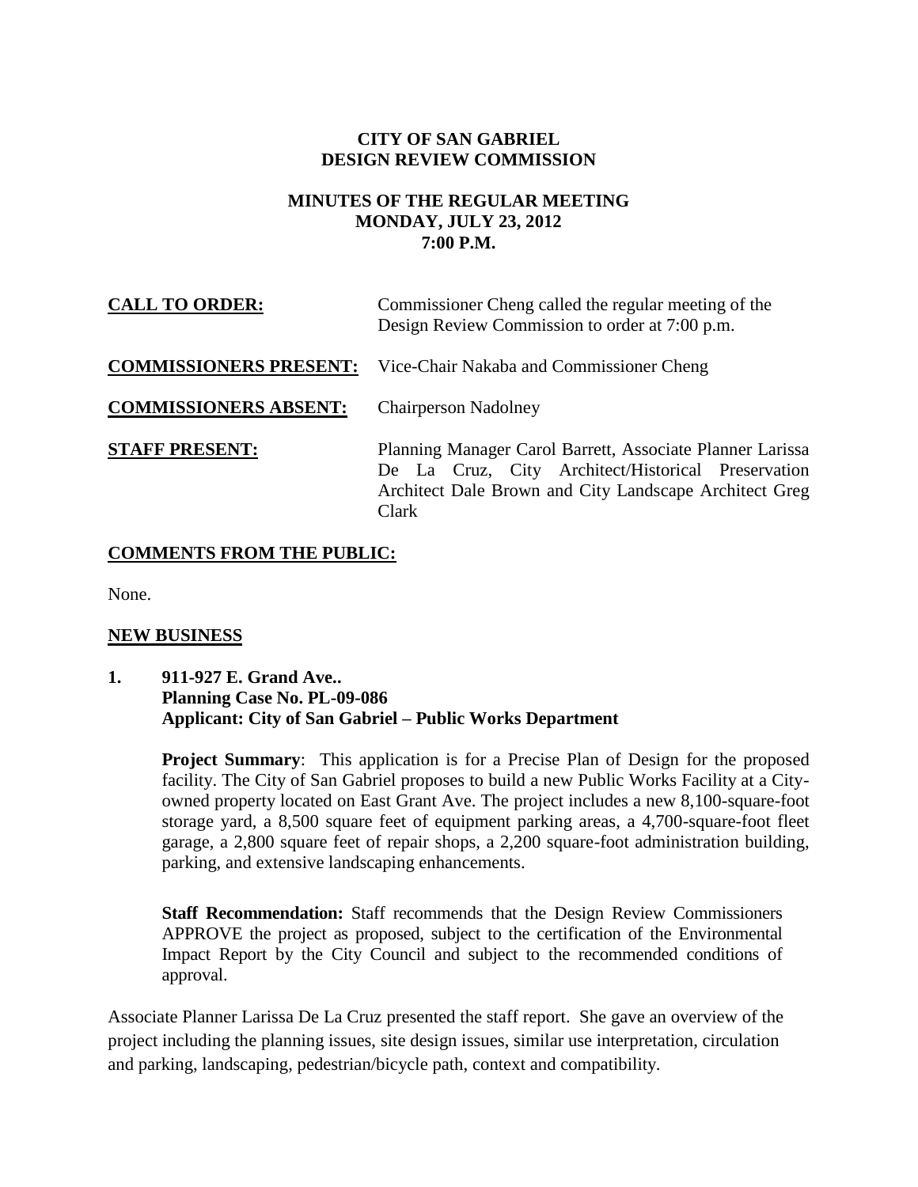**CITY OF SAN GABRIEL**
**DESIGN REVIEW COMMISSION**

**MINUTES OF THE REGULAR MEETING**
**MONDAY, JULY 23, 2012**
**7:00 P.M.**

**CALL TO ORDER:** Commissioner Cheng called the regular meeting of the Design Review Commission to order at 7:00 p.m.

**COMMISSIONERS PRESENT:** Vice-Chair Nakaba and Commissioner Cheng

**COMMISSIONERS ABSENT:** Chairperson Nadolney

**STAFF PRESENT:** Planning Manager Carol Barrett, Associate Planner Larissa De La Cruz, City Architect/Historical Preservation Architect Dale Brown and City Landscape Architect Greg Clark

**COMMENTS FROM THE PUBLIC:**

None.

**NEW BUSINESS**

**1. 911-927 E. Grand Ave..**
**Planning Case No. PL-09-086**
**Applicant: City of San Gabriel – Public Works Department**

**Project Summary**: This application is for a Precise Plan of Design for the proposed facility. The City of San Gabriel proposes to build a new Public Works Facility at a City-owned property located on East Grant Ave. The project includes a new 8,100-square-foot storage yard, a 8,500 square feet of equipment parking areas, a 4,700-square-foot fleet garage, a 2,800 square feet of repair shops, a 2,200 square-foot administration building, parking, and extensive landscaping enhancements.

**Staff Recommendation:** Staff recommends that the Design Review Commissioners APPROVE the project as proposed, subject to the certification of the Environmental Impact Report by the City Council and subject to the recommended conditions of approval.

Associate Planner Larissa De La Cruz presented the staff report. She gave an overview of the project including the planning issues, site design issues, similar use interpretation, circulation and parking, landscaping, pedestrian/bicycle path, context and compatibility.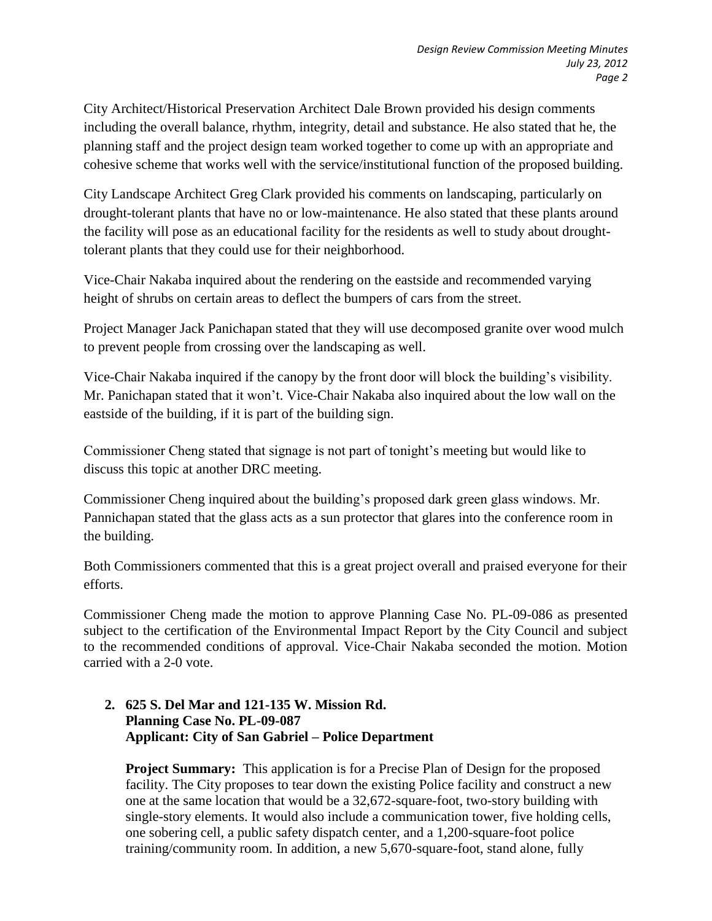City Architect/Historical Preservation Architect Dale Brown provided his design comments including the overall balance, rhythm, integrity, detail and substance. He also stated that he, the planning staff and the project design team worked together to come up with an appropriate and cohesive scheme that works well with the service/institutional function of the proposed building.

City Landscape Architect Greg Clark provided his comments on landscaping, particularly on drought-tolerant plants that have no or low-maintenance. He also stated that these plants around the facility will pose as an educational facility for the residents as well to study about drought-tolerant plants that they could use for their neighborhood.

Vice-Chair Nakaba inquired about the rendering on the eastside and recommended varying height of shrubs on certain areas to deflect the bumpers of cars from the street.

Project Manager Jack Panichapan stated that they will use decomposed granite over wood mulch to prevent people from crossing over the landscaping as well.

Vice-Chair Nakaba inquired if the canopy by the front door will block the building's visibility. Mr. Panichapan stated that it won't. Vice-Chair Nakaba also inquired about the low wall on the eastside of the building, if it is part of the building sign.

Commissioner Cheng stated that signage is not part of tonight's meeting but would like to discuss this topic at another DRC meeting.

Commissioner Cheng inquired about the building's proposed dark green glass windows. Mr. Pannichapan stated that the glass acts as a sun protector that glares into the conference room in the building.

Both Commissioners commented that this is a great project overall and praised everyone for their efforts.

Commissioner Cheng made the motion to approve Planning Case No. PL-09-086 as presented subject to the certification of the Environmental Impact Report by the City Council and subject to the recommended conditions of approval. Vice-Chair Nakaba seconded the motion. Motion carried with a 2-0 vote.

**2. 625 S. Del Mar and 121-135 W. Mission Rd.**
**Planning Case No. PL-09-087**
**Applicant: City of San Gabriel – Police Department**

**Project Summary:** This application is for a Precise Plan of Design for the proposed facility. The City proposes to tear down the existing Police facility and construct a new one at the same location that would be a 32,672-square-foot, two-story building with single-story elements. It would also include a communication tower, five holding cells, one sobering cell, a public safety dispatch center, and a 1,200-square-foot police training/community room. In addition, a new 5,670-square-foot, stand alone, fully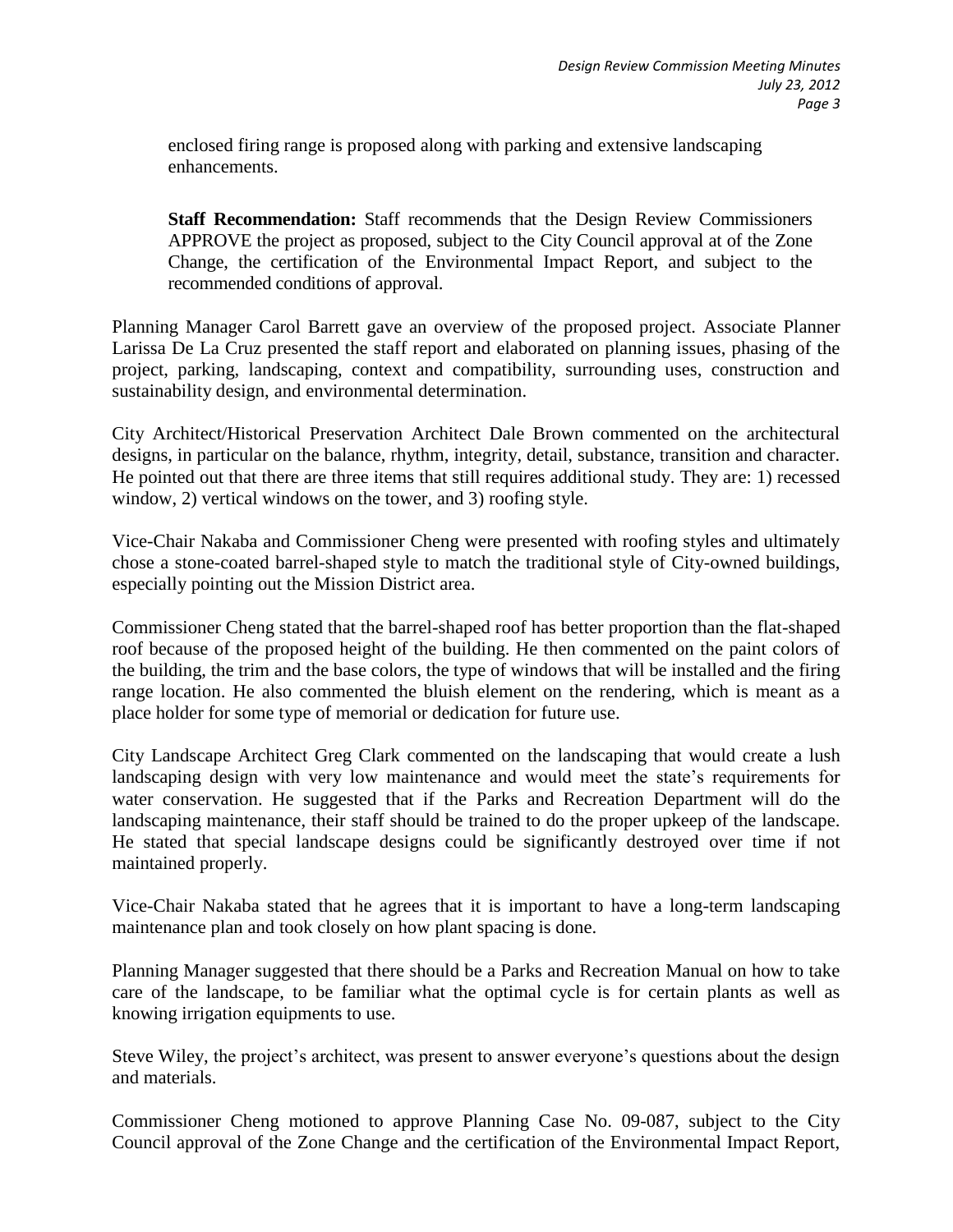enclosed firing range is proposed along with parking and extensive landscaping enhancements.

**Staff Recommendation:** Staff recommends that the Design Review Commissioners APPROVE the project as proposed, subject to the City Council approval at of the Zone Change, the certification of the Environmental Impact Report, and subject to the recommended conditions of approval.

Planning Manager Carol Barrett gave an overview of the proposed project. Associate Planner Larissa De La Cruz presented the staff report and elaborated on planning issues, phasing of the project, parking, landscaping, context and compatibility, surrounding uses, construction and sustainability design, and environmental determination.

City Architect/Historical Preservation Architect Dale Brown commented on the architectural designs, in particular on the balance, rhythm, integrity, detail, substance, transition and character. He pointed out that there are three items that still requires additional study. They are: 1) recessed window, 2) vertical windows on the tower, and 3) roofing style.

Vice-Chair Nakaba and Commissioner Cheng were presented with roofing styles and ultimately chose a stone-coated barrel-shaped style to match the traditional style of City-owned buildings, especially pointing out the Mission District area.

Commissioner Cheng stated that the barrel-shaped roof has better proportion than the flat-shaped roof because of the proposed height of the building. He then commented on the paint colors of the building, the trim and the base colors, the type of windows that will be installed and the firing range location. He also commented the bluish element on the rendering, which is meant as a place holder for some type of memorial or dedication for future use.

City Landscape Architect Greg Clark commented on the landscaping that would create a lush landscaping design with very low maintenance and would meet the state's requirements for water conservation. He suggested that if the Parks and Recreation Department will do the landscaping maintenance, their staff should be trained to do the proper upkeep of the landscape. He stated that special landscape designs could be significantly destroyed over time if not maintained properly.

Vice-Chair Nakaba stated that he agrees that it is important to have a long-term landscaping maintenance plan and took closely on how plant spacing is done.

Planning Manager suggested that there should be a Parks and Recreation Manual on how to take care of the landscape, to be familiar what the optimal cycle is for certain plants as well as knowing irrigation equipments to use.

Steve Wiley, the project's architect, was present to answer everyone's questions about the design and materials.

Commissioner Cheng motioned to approve Planning Case No. 09-087, subject to the City Council approval of the Zone Change and the certification of the Environmental Impact Report,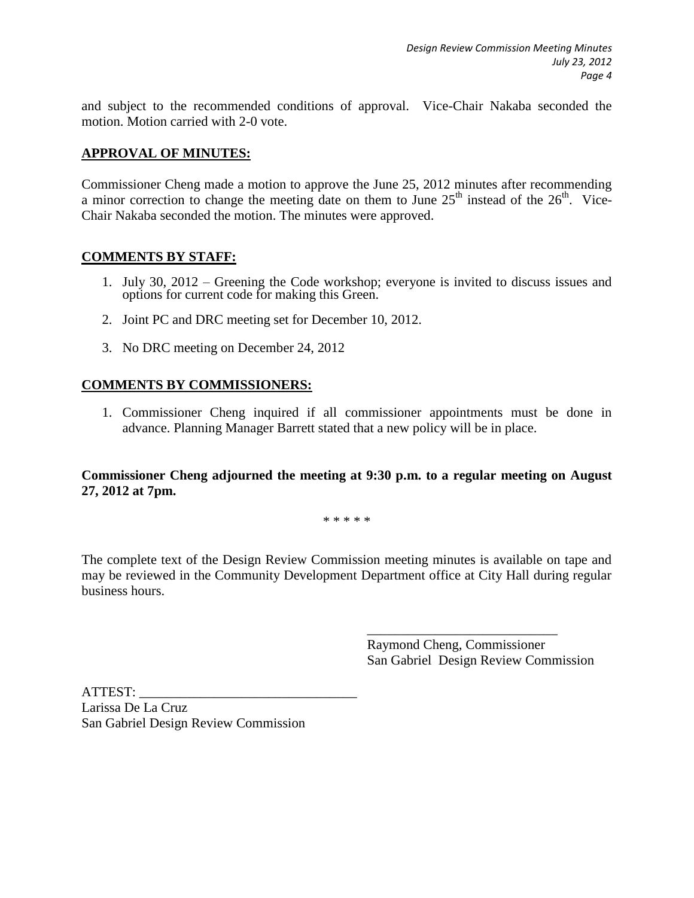and subject to the recommended conditions of approval. Vice-Chair Nakaba seconded the motion. Motion carried with 2-0 vote.

**APPROVAL OF MINUTES:**

Commissioner Cheng made a motion to approve the June 25, 2012 minutes after recommending a minor correction to change the meeting date on them to June 25th instead of the 26th. Vice-Chair Nakaba seconded the motion. The minutes were approved.

**COMMENTS BY STAFF:**

1. July 30, 2012 – Greening the Code workshop; everyone is invited to discuss issues and options for current code for making this Green.
2. Joint PC and DRC meeting set for December 10, 2012.
3. No DRC meeting on December 24, 2012

**COMMENTS BY COMMISSIONERS:**

1. Commissioner Cheng inquired if all commissioner appointments must be done in advance. Planning Manager Barrett stated that a new policy will be in place.

**Commissioner Cheng adjourned the meeting at 9:30 p.m. to a regular meeting on August 27, 2012 at 7pm.**

\* \* \* \* \*

The complete text of the Design Review Commission meeting minutes is available on tape and may be reviewed in the Community Development Department office at City Hall during regular business hours.

\_\_\_\_\_\_\_\_\_\_\_\_\_\_\_\_\_\_\_\_\_\_\_\_\_\_\_\_
Raymond Cheng, Commissioner
San Gabriel Design Review Commission

ATTEST: \_\_\_\_\_\_\_\_\_\_\_\_\_\_\_\_\_\_\_\_\_\_\_\_\_\_\_\_\_\_\_\_
Larissa De La Cruz
San Gabriel Design Review Commission